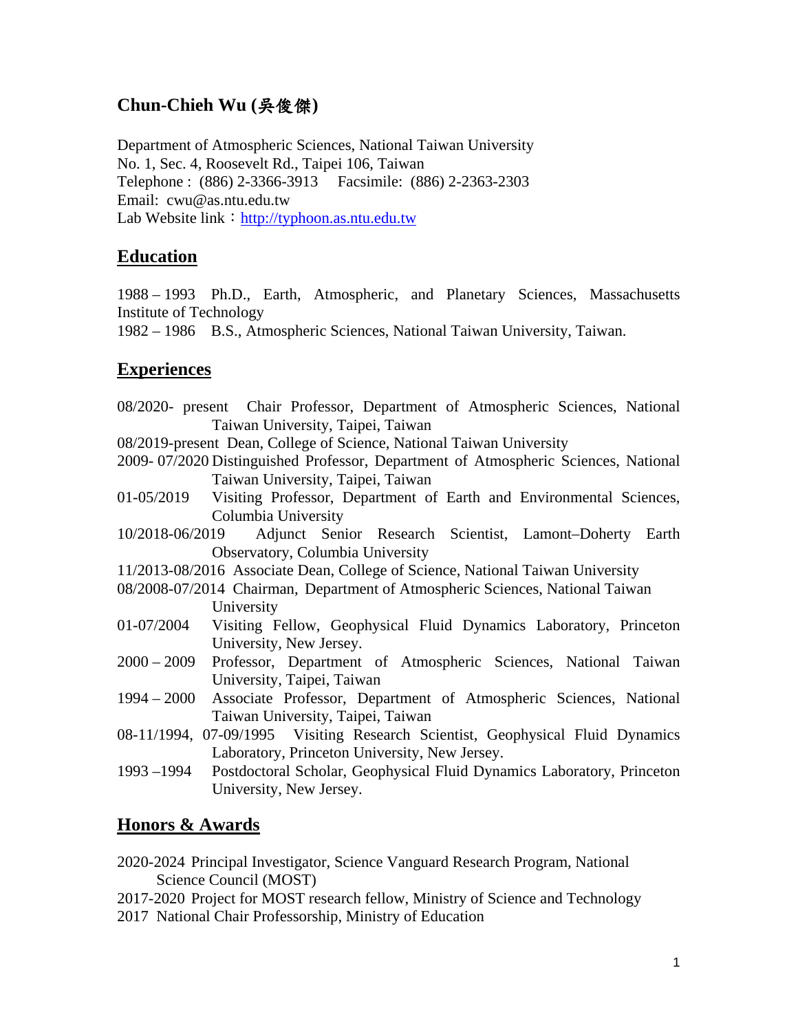# Chun-Chieh Wu (吳俊傑)

Department of Atmospheric Sciences, National Taiwan University
No. 1, Sec. 4, Roosevelt Rd., Taipei 106, Taiwan
Telephone : (886) 2-3366-3913 Facsimile: (886) 2-2363-2303
Email: cwu@as.ntu.edu.tw
Lab Website link：http://typhoon.as.ntu.edu.tw

## Education

1988 – 1993 Ph.D., Earth, Atmospheric, and Planetary Sciences, Massachusetts Institute of Technology
1982 – 1986 B.S., Atmospheric Sciences, National Taiwan University, Taiwan.

## Experiences

08/2020- present Chair Professor, Department of Atmospheric Sciences, National Taiwan University, Taipei, Taiwan
08/2019-present Dean, College of Science, National Taiwan University
2009- 07/2020 Distinguished Professor, Department of Atmospheric Sciences, National Taiwan University, Taipei, Taiwan
01-05/2019 Visiting Professor, Department of Earth and Environmental Sciences, Columbia University
10/2018-06/2019 Adjunct Senior Research Scientist, Lamont–Doherty Earth Observatory, Columbia University
11/2013-08/2016 Associate Dean, College of Science, National Taiwan University
08/2008-07/2014 Chairman, Department of Atmospheric Sciences, National Taiwan University
01-07/2004 Visiting Fellow, Geophysical Fluid Dynamics Laboratory, Princeton University, New Jersey.
2000 – 2009 Professor, Department of Atmospheric Sciences, National Taiwan University, Taipei, Taiwan
1994 – 2000 Associate Professor, Department of Atmospheric Sciences, National Taiwan University, Taipei, Taiwan
08-11/1994, 07-09/1995 Visiting Research Scientist, Geophysical Fluid Dynamics Laboratory, Princeton University, New Jersey.
1993 –1994 Postdoctoral Scholar, Geophysical Fluid Dynamics Laboratory, Princeton University, New Jersey.

## Honors & Awards

2020-2024 Principal Investigator, Science Vanguard Research Program, National Science Council (MOST)
2017-2020 Project for MOST research fellow, Ministry of Science and Technology
2017 National Chair Professorship, Ministry of Education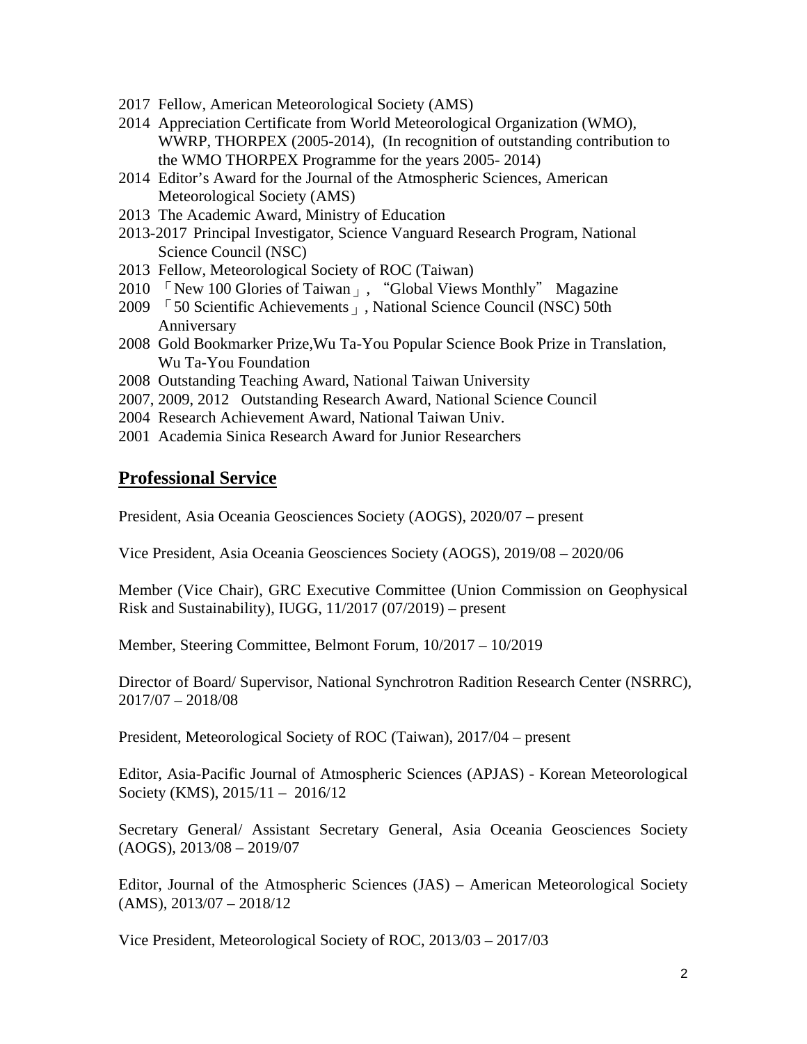- 2017 Fellow, American Meteorological Society (AMS)
- 2014 Appreciation Certificate from World Meteorological Organization (WMO), WWRP, THORPEX (2005-2014), (In recognition of outstanding contribution to the WMO THORPEX Programme for the years 2005- 2014)
- 2014 Editor's Award for the Journal of the Atmospheric Sciences, American Meteorological Society (AMS)
- 2013 The Academic Award, Ministry of Education
- 2013-2017 Principal Investigator, Science Vanguard Research Program, National Science Council (NSC)
- 2013 Fellow, Meteorological Society of ROC (Taiwan)
- 2010 「New 100 Glories of Taiwan」, "Global Views Monthly" Magazine
- 2009 「50 Scientific Achievements」, National Science Council (NSC) 50th Anniversary
- 2008 Gold Bookmarker Prize,Wu Ta-You Popular Science Book Prize in Translation, Wu Ta-You Foundation
- 2008 Outstanding Teaching Award, National Taiwan University
- 2007, 2009, 2012 Outstanding Research Award, National Science Council
- 2004 Research Achievement Award, National Taiwan Univ.
- 2001 Academia Sinica Research Award for Junior Researchers

## Professional Service

President, Asia Oceania Geosciences Society (AOGS), 2020/07 – present

Vice President, Asia Oceania Geosciences Society (AOGS), 2019/08 – 2020/06

Member (Vice Chair), GRC Executive Committee (Union Commission on Geophysical Risk and Sustainability), IUGG, 11/2017 (07/2019) – present

Member, Steering Committee, Belmont Forum, 10/2017 – 10/2019

Director of Board/ Supervisor, National Synchrotron Radition Research Center (NSRRC), 2017/07 – 2018/08

President, Meteorological Society of ROC (Taiwan), 2017/04 – present

Editor, Asia-Pacific Journal of Atmospheric Sciences (APJAS) - Korean Meteorological Society (KMS), 2015/11 – 2016/12

Secretary General/ Assistant Secretary General, Asia Oceania Geosciences Society (AOGS), 2013/08 – 2019/07

Editor, Journal of the Atmospheric Sciences (JAS) – American Meteorological Society (AMS), 2013/07 – 2018/12

Vice President, Meteorological Society of ROC, 2013/03 – 2017/03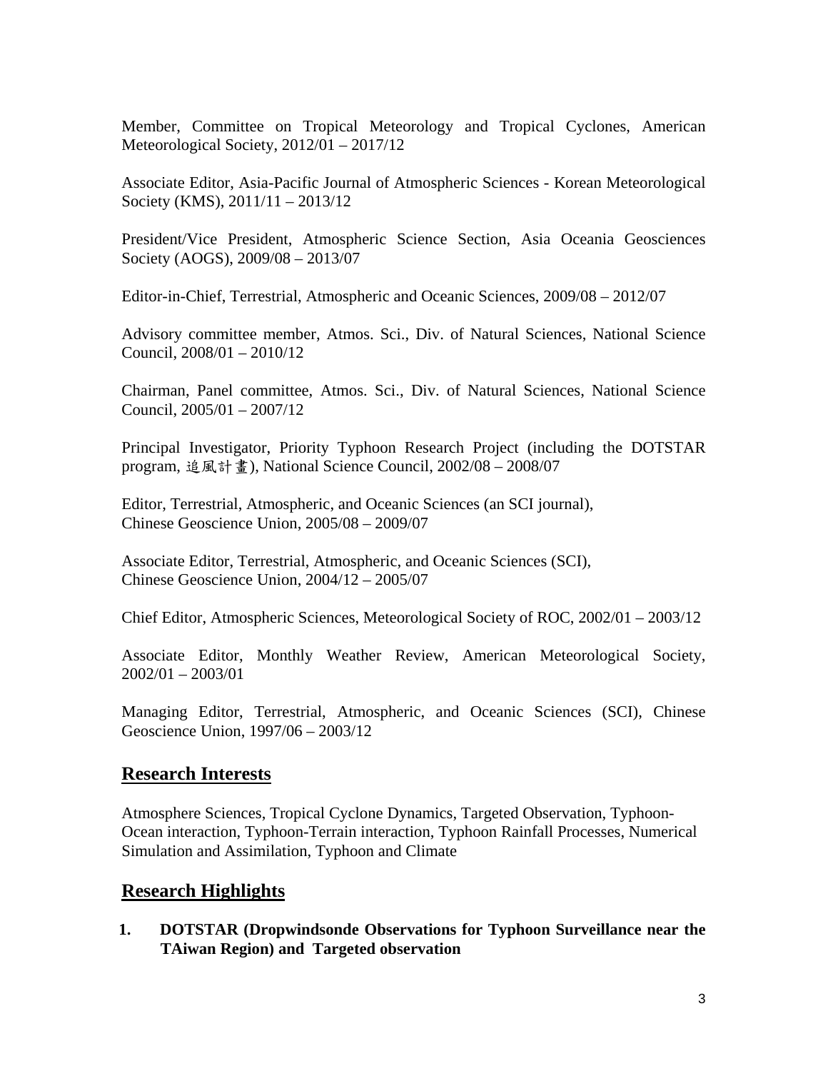Member, Committee on Tropical Meteorology and Tropical Cyclones, American Meteorological Society, 2012/01 – 2017/12

Associate Editor, Asia-Pacific Journal of Atmospheric Sciences - Korean Meteorological Society (KMS), 2011/11 – 2013/12

President/Vice President, Atmospheric Science Section, Asia Oceania Geosciences Society (AOGS), 2009/08 – 2013/07

Editor-in-Chief, Terrestrial, Atmospheric and Oceanic Sciences, 2009/08 – 2012/07

Advisory committee member, Atmos. Sci., Div. of Natural Sciences, National Science Council, 2008/01 – 2010/12

Chairman, Panel committee, Atmos. Sci., Div. of Natural Sciences, National Science Council, 2005/01 – 2007/12

Principal Investigator, Priority Typhoon Research Project (including the DOTSTAR program, 追風計畫), National Science Council, 2002/08 – 2008/07

Editor, Terrestrial, Atmospheric, and Oceanic Sciences (an SCI journal), Chinese Geoscience Union, 2005/08 – 2009/07

Associate Editor, Terrestrial, Atmospheric, and Oceanic Sciences (SCI), Chinese Geoscience Union, 2004/12 – 2005/07

Chief Editor, Atmospheric Sciences, Meteorological Society of ROC, 2002/01 – 2003/12

Associate Editor, Monthly Weather Review, American Meteorological Society, 2002/01 – 2003/01

Managing Editor, Terrestrial, Atmospheric, and Oceanic Sciences (SCI), Chinese Geoscience Union, 1997/06 – 2003/12

## Research Interests

Atmosphere Sciences, Tropical Cyclone Dynamics, Targeted Observation, Typhoon-Ocean interaction, Typhoon-Terrain interaction, Typhoon Rainfall Processes, Numerical Simulation and Assimilation, Typhoon and Climate

## Research Highlights

1. **DOTSTAR (Dropwindsonde Observations for Typhoon Surveillance near the TAiwan Region) and Targeted observation**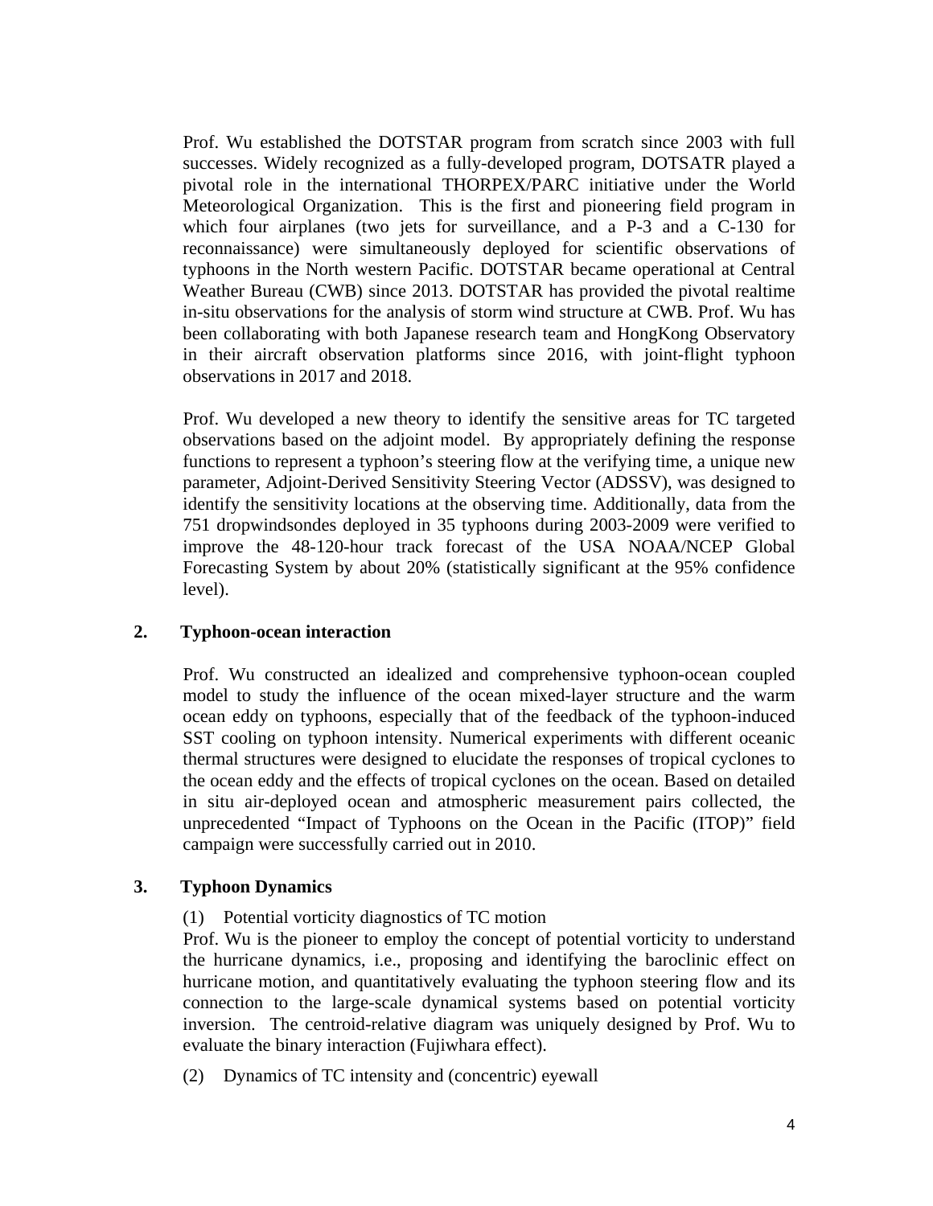Prof. Wu established the DOTSTAR program from scratch since 2003 with full successes. Widely recognized as a fully-developed program, DOTSATR played a pivotal role in the international THORPEX/PARC initiative under the World Meteorological Organization. This is the first and pioneering field program in which four airplanes (two jets for surveillance, and a P-3 and a C-130 for reconnaissance) were simultaneously deployed for scientific observations of typhoons in the North western Pacific. DOTSTAR became operational at Central Weather Bureau (CWB) since 2013. DOTSTAR has provided the pivotal realtime in-situ observations for the analysis of storm wind structure at CWB. Prof. Wu has been collaborating with both Japanese research team and HongKong Observatory in their aircraft observation platforms since 2016, with joint-flight typhoon observations in 2017 and 2018.

Prof. Wu developed a new theory to identify the sensitive areas for TC targeted observations based on the adjoint model. By appropriately defining the response functions to represent a typhoon's steering flow at the verifying time, a unique new parameter, Adjoint-Derived Sensitivity Steering Vector (ADSSV), was designed to identify the sensitivity locations at the observing time. Additionally, data from the 751 dropwindsondes deployed in 35 typhoons during 2003-2009 were verified to improve the 48-120-hour track forecast of the USA NOAA/NCEP Global Forecasting System by about 20% (statistically significant at the 95% confidence level).

## 2. Typhoon-ocean interaction

Prof. Wu constructed an idealized and comprehensive typhoon-ocean coupled model to study the influence of the ocean mixed-layer structure and the warm ocean eddy on typhoons, especially that of the feedback of the typhoon-induced SST cooling on typhoon intensity. Numerical experiments with different oceanic thermal structures were designed to elucidate the responses of tropical cyclones to the ocean eddy and the effects of tropical cyclones on the ocean. Based on detailed in situ air-deployed ocean and atmospheric measurement pairs collected, the unprecedented "Impact of Typhoons on the Ocean in the Pacific (ITOP)" field campaign were successfully carried out in 2010.

## 3. Typhoon Dynamics

(1) Potential vorticity diagnostics of TC motion

Prof. Wu is the pioneer to employ the concept of potential vorticity to understand the hurricane dynamics, i.e., proposing and identifying the baroclinic effect on hurricane motion, and quantitatively evaluating the typhoon steering flow and its connection to the large-scale dynamical systems based on potential vorticity inversion. The centroid-relative diagram was uniquely designed by Prof. Wu to evaluate the binary interaction (Fujiwhara effect).

(2) Dynamics of TC intensity and (concentric) eyewall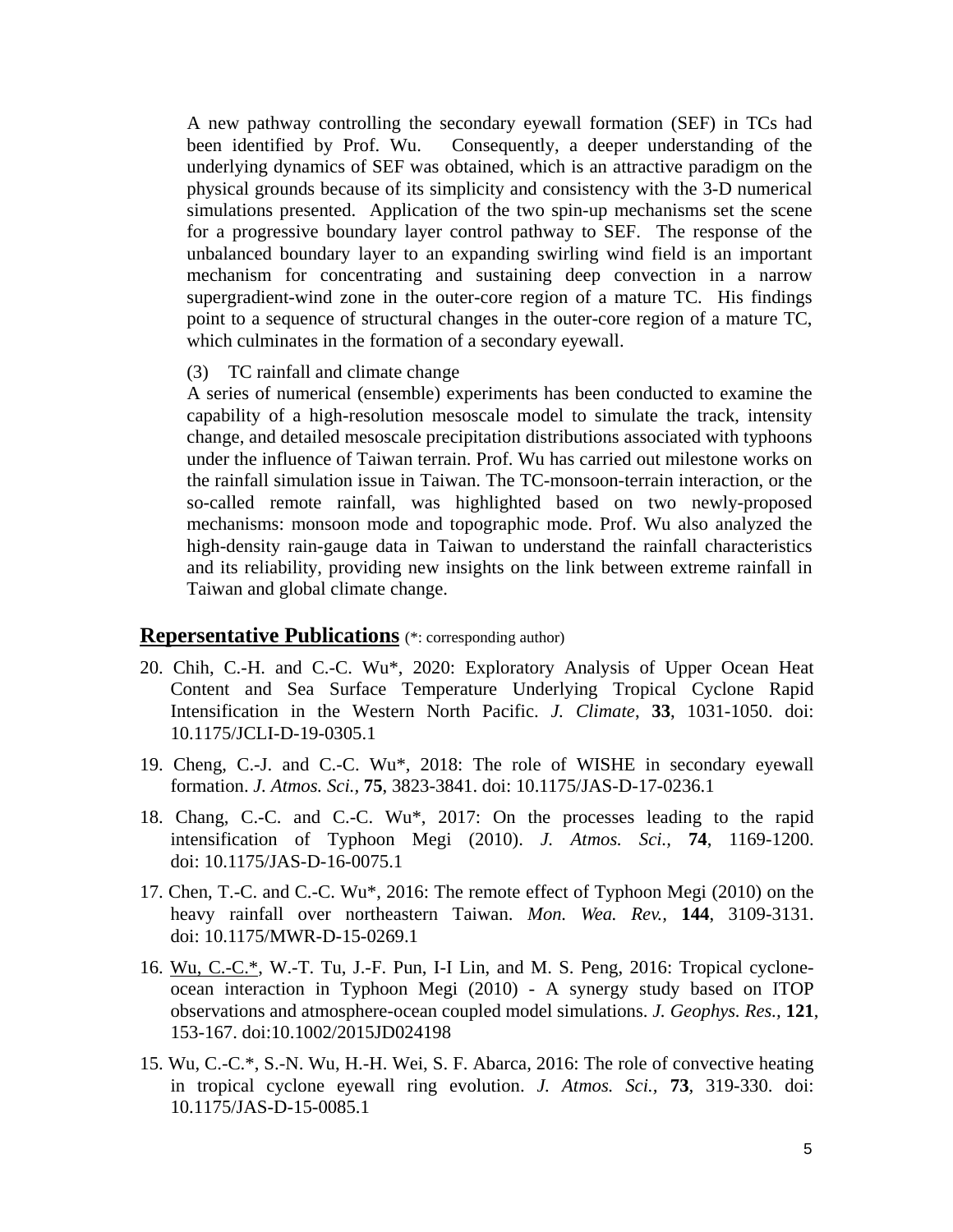A new pathway controlling the secondary eyewall formation (SEF) in TCs had been identified by Prof. Wu. Consequently, a deeper understanding of the underlying dynamics of SEF was obtained, which is an attractive paradigm on the physical grounds because of its simplicity and consistency with the 3-D numerical simulations presented. Application of the two spin-up mechanisms set the scene for a progressive boundary layer control pathway to SEF. The response of the unbalanced boundary layer to an expanding swirling wind field is an important mechanism for concentrating and sustaining deep convection in a narrow supergradient-wind zone in the outer-core region of a mature TC. His findings point to a sequence of structural changes in the outer-core region of a mature TC, which culminates in the formation of a secondary eyewall.

(3) TC rainfall and climate change

A series of numerical (ensemble) experiments has been conducted to examine the capability of a high-resolution mesoscale model to simulate the track, intensity change, and detailed mesoscale precipitation distributions associated with typhoons under the influence of Taiwan terrain. Prof. Wu has carried out milestone works on the rainfall simulation issue in Taiwan. The TC-monsoon-terrain interaction, or the so-called remote rainfall, was highlighted based on two newly-proposed mechanisms: monsoon mode and topographic mode. Prof. Wu also analyzed the high-density rain-gauge data in Taiwan to understand the rainfall characteristics and its reliability, providing new insights on the link between extreme rainfall in Taiwan and global climate change.

## Repersentative Publications (*: corresponding author)

20. Chih, C.-H. and C.-C. Wu*, 2020: Exploratory Analysis of Upper Ocean Heat Content and Sea Surface Temperature Underlying Tropical Cyclone Rapid Intensification in the Western North Pacific. *J. Climate*, **33**, 1031-1050. doi: 10.1175/JCLI-D-19-0305.1

19. Cheng, C.-J. and C.-C. Wu*, 2018: The role of WISHE in secondary eyewall formation. *J. Atmos. Sci.*, **75**, 3823-3841. doi: 10.1175/JAS-D-17-0236.1

18. Chang, C.-C. and C.-C. Wu*, 2017: On the processes leading to the rapid intensification of Typhoon Megi (2010). *J. Atmos. Sci.,* **74**, 1169-1200. doi: 10.1175/JAS-D-16-0075.1

17. Chen, T.-C. and C.-C. Wu*, 2016: The remote effect of Typhoon Megi (2010) on the heavy rainfall over northeastern Taiwan. *Mon. Wea. Rev.,* **144**, 3109-3131. doi: 10.1175/MWR-D-15-0269.1

16. Wu, C.-C.*, W.-T. Tu, J.-F. Pun, I-I Lin, and M. S. Peng, 2016: Tropical cyclone-ocean interaction in Typhoon Megi (2010) - A synergy study based on ITOP observations and atmosphere-ocean coupled model simulations. *J. Geophys. Res.,* **121**, 153-167. doi:10.1002/2015JD024198

15. Wu, C.-C.*, S.-N. Wu, H.-H. Wei, S. F. Abarca, 2016: The role of convective heating in tropical cyclone eyewall ring evolution. *J. Atmos. Sci.,* **73**, 319-330. doi: 10.1175/JAS-D-15-0085.1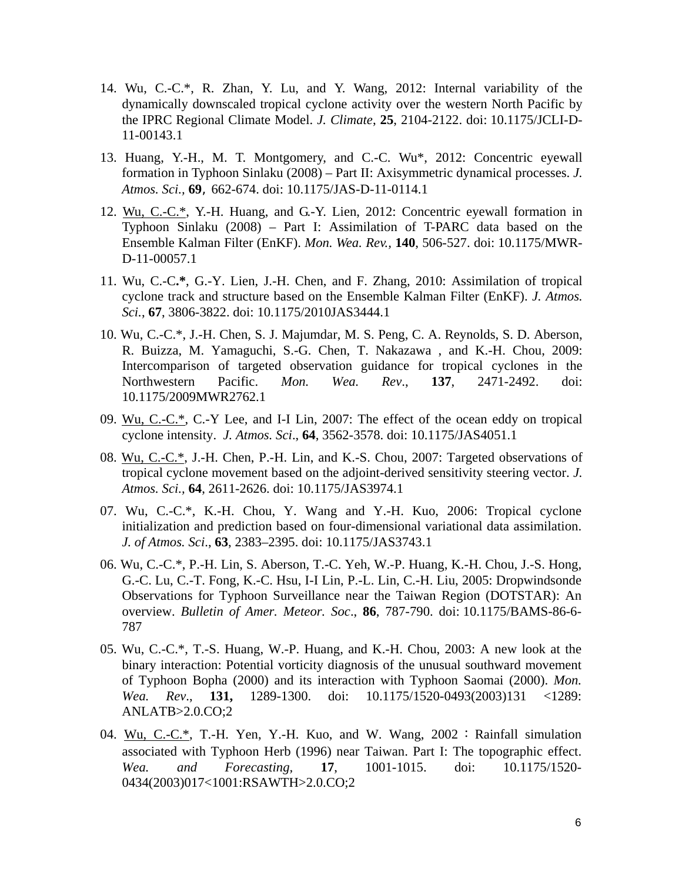14. Wu, C.-C.*, R. Zhan, Y. Lu, and Y. Wang, 2012: Internal variability of the dynamically downscaled tropical cyclone activity over the western North Pacific by the IPRC Regional Climate Model. *J. Climate*, **25**, 2104-2122. doi: 10.1175/JCLI-D-11-00143.1

13. Huang, Y.-H., M. T. Montgomery, and C.-C. Wu*, 2012: Concentric eyewall formation in Typhoon Sinlaku (2008) – Part II: Axisymmetric dynamical processes. *J. Atmos. Sci.*, **69**, 662-674. doi: 10.1175/JAS-D-11-0114.1

12. Wu, C.-C.*, Y.-H. Huang, and G.-Y. Lien, 2012: Concentric eyewall formation in Typhoon Sinlaku (2008) – Part I: Assimilation of T-PARC data based on the Ensemble Kalman Filter (EnKF). *Mon. Wea. Rev.*, **140**, 506-527. doi: 10.1175/MWR-D-11-00057.1

11. Wu, C.-C.**\***, G.-Y. Lien, J.-H. Chen, and F. Zhang, 2010: Assimilation of tropical cyclone track and structure based on the Ensemble Kalman Filter (EnKF). *J. Atmos. Sci.*, **67**, 3806-3822. doi: 10.1175/2010JAS3444.1

10. Wu, C.-C.*, J.-H. Chen, S. J. Majumdar, M. S. Peng, C. A. Reynolds, S. D. Aberson, R. Buizza, M. Yamaguchi, S.-G. Chen, T. Nakazawa , and K.-H. Chou, 2009: Intercomparison of targeted observation guidance for tropical cyclones in the Northwestern Pacific. *Mon. Wea. Rev.*, **137**, 2471-2492. doi: 10.1175/2009MWR2762.1

09. Wu, C.-C.*, C.-Y Lee, and I-I Lin, 2007: The effect of the ocean eddy on tropical cyclone intensity. *J. Atmos. Sci*., **64**, 3562-3578. doi: 10.1175/JAS4051.1

08. Wu, C.-C.*, J.-H. Chen, P.-H. Lin, and K.-S. Chou, 2007: Targeted observations of tropical cyclone movement based on the adjoint-derived sensitivity steering vector. *J. Atmos. Sci.*, **64**, 2611-2626. doi: 10.1175/JAS3974.1

07. Wu, C.-C.*, K.-H. Chou, Y. Wang and Y.-H. Kuo, 2006: Tropical cyclone initialization and prediction based on four-dimensional variational data assimilation. *J. of Atmos. Sci*., **63**, 2383–2395. doi: 10.1175/JAS3743.1

06. Wu, C.-C.*, P.-H. Lin, S. Aberson, T.-C. Yeh, W.-P. Huang, K.-H. Chou, J.-S. Hong, G.-C. Lu, C.-T. Fong, K.-C. Hsu, I-I Lin, P.-L. Lin, C.-H. Liu, 2005: Dropwindsonde Observations for Typhoon Surveillance near the Taiwan Region (DOTSTAR): An overview. *Bulletin of Amer. Meteor. Soc*., **86**, 787-790. doi: 10.1175/BAMS-86-6-787

05. Wu, C.-C.*, T.-S. Huang, W.-P. Huang, and K.-H. Chou, 2003: A new look at the binary interaction: Potential vorticity diagnosis of the unusual southward movement of Typhoon Bopha (2000) and its interaction with Typhoon Saomai (2000). *Mon. Wea. Rev*., **131,** 1289-1300. doi: 10.1175/1520-0493(2003)131 <1289: ANLATB>2.0.CO;2

04. Wu, C.-C.*, T.-H. Yen, Y.-H. Kuo, and W. Wang, 2002：Rainfall simulation associated with Typhoon Herb (1996) near Taiwan. Part I: The topographic effect. *Wea. and Forecasting,* **17**, 1001-1015. doi: 10.1175/1520-0434(2003)017<1001:RSAWTH>2.0.CO;2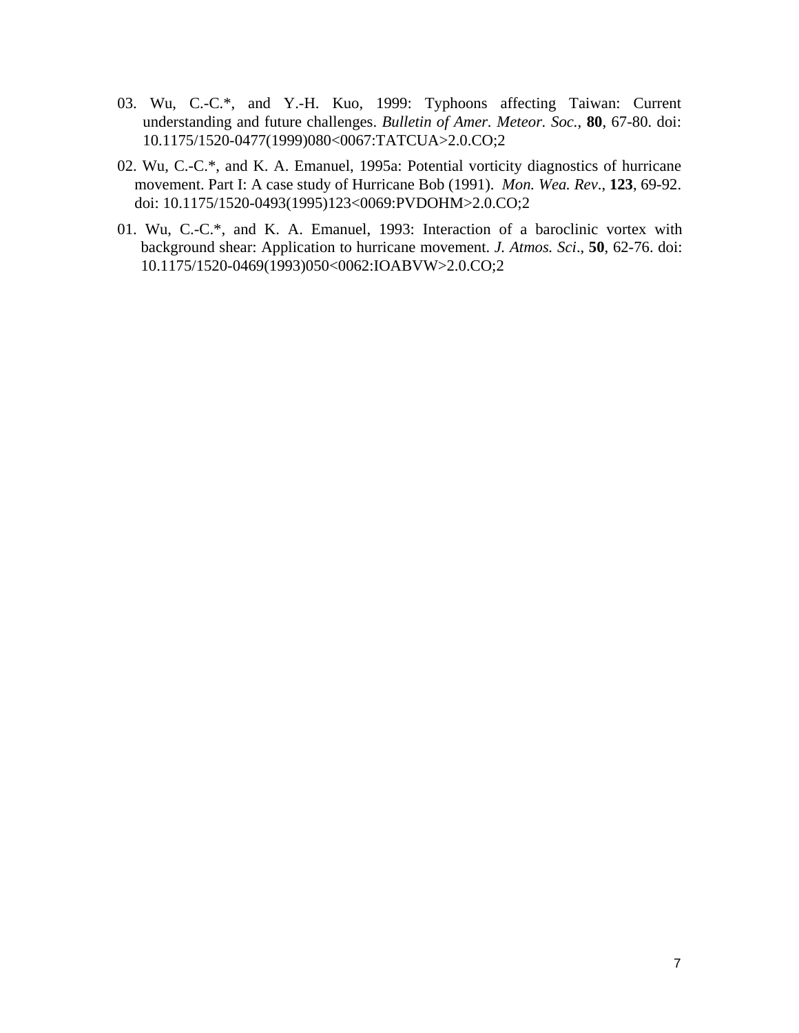03. Wu, C.-C.*, and Y.-H. Kuo, 1999: Typhoons affecting Taiwan: Current understanding and future challenges. *Bulletin of Amer. Meteor. Soc.*, **80**, 67-80. doi: 10.1175/1520-0477(1999)080<0067:TATCUA>2.0.CO;2

02. Wu, C.-C.*, and K. A. Emanuel, 1995a: Potential vorticity diagnostics of hurricane movement. Part I: A case study of Hurricane Bob (1991). *Mon. Wea. Rev*., **123**, 69-92. doi: 10.1175/1520-0493(1995)123<0069:PVDOHM>2.0.CO;2

01. Wu, C.-C.*, and K. A. Emanuel, 1993: Interaction of a baroclinic vortex with background shear: Application to hurricane movement. *J. Atmos. Sci*., **50**, 62-76. doi: 10.1175/1520-0469(1993)050<0062:IOABVW>2.0.CO;2